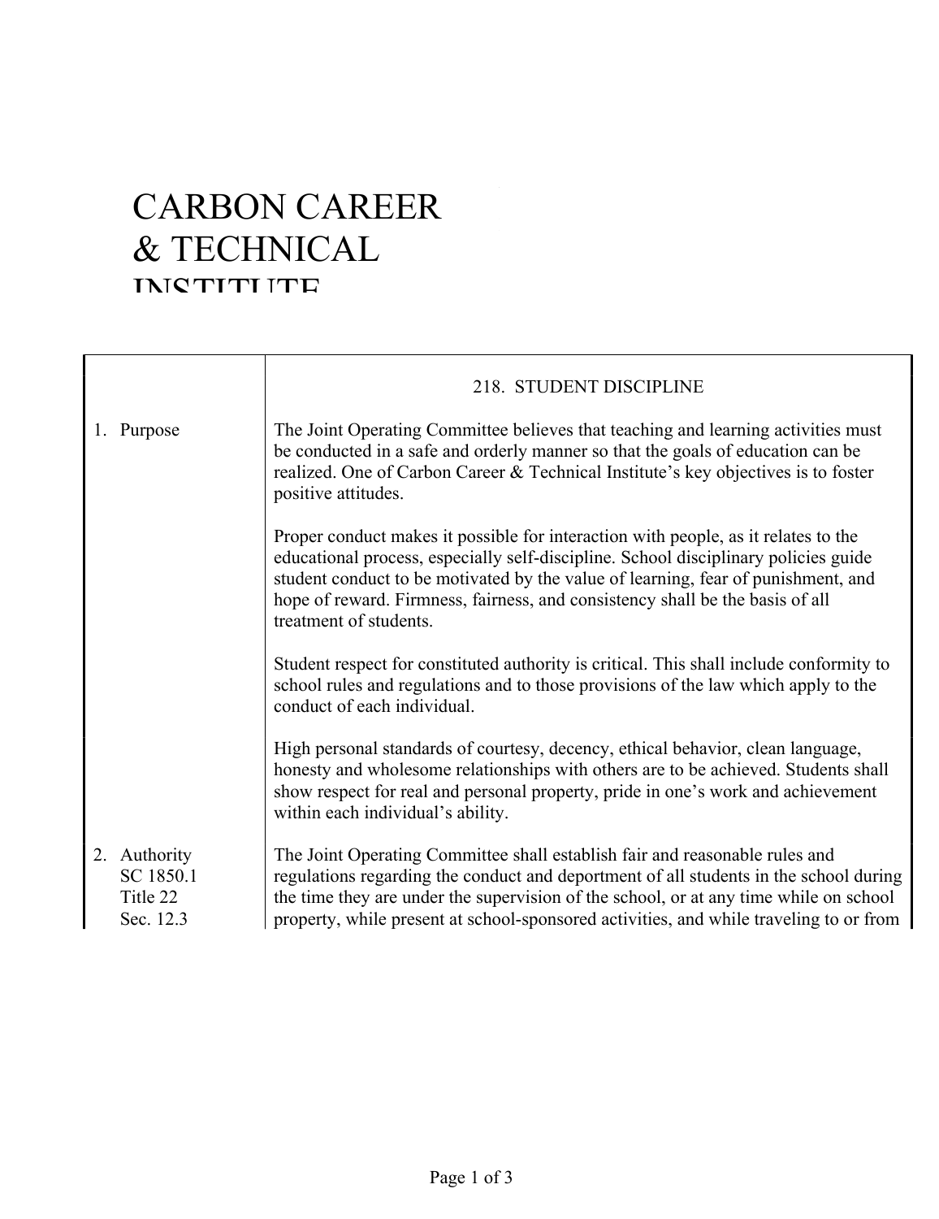# CARBON CAREER & TECHNICAL INSTITUTE

## 218. STUDENT DISCIPLINE

**1. Purpose**

The Joint Operating Committee believes that teaching and learning activities must be conducted in a safe and orderly manner so that the goals of education can be realized. One of Carbon Career & Technical Institute's key objectives is to foster positive attitudes.

Proper conduct makes it possible for interaction with people, as it relates to the educational process, especially self-discipline. School disciplinary policies guide student conduct to be motivated by the value of learning, fear of punishment, and hope of reward. Firmness, fairness, and consistency shall be the basis of all treatment of students.

Student respect for constituted authority is critical. This shall include conformity to school rules and regulations and to those provisions of the law which apply to the conduct of each individual.

High personal standards of courtesy, decency, ethical behavior, clean language, honesty and wholesome relationships with others are to be achieved. Students shall show respect for real and personal property, pride in one's work and achievement within each individual's ability.

**2. Authority**
SC 1850.1
Title 22
Sec. 12.3

The Joint Operating Committee shall establish fair and reasonable rules and regulations regarding the conduct and deportment of all students in the school during the time they are under the supervision of the school, or at any time while on school property, while present at school-sponsored activities, and while traveling to or from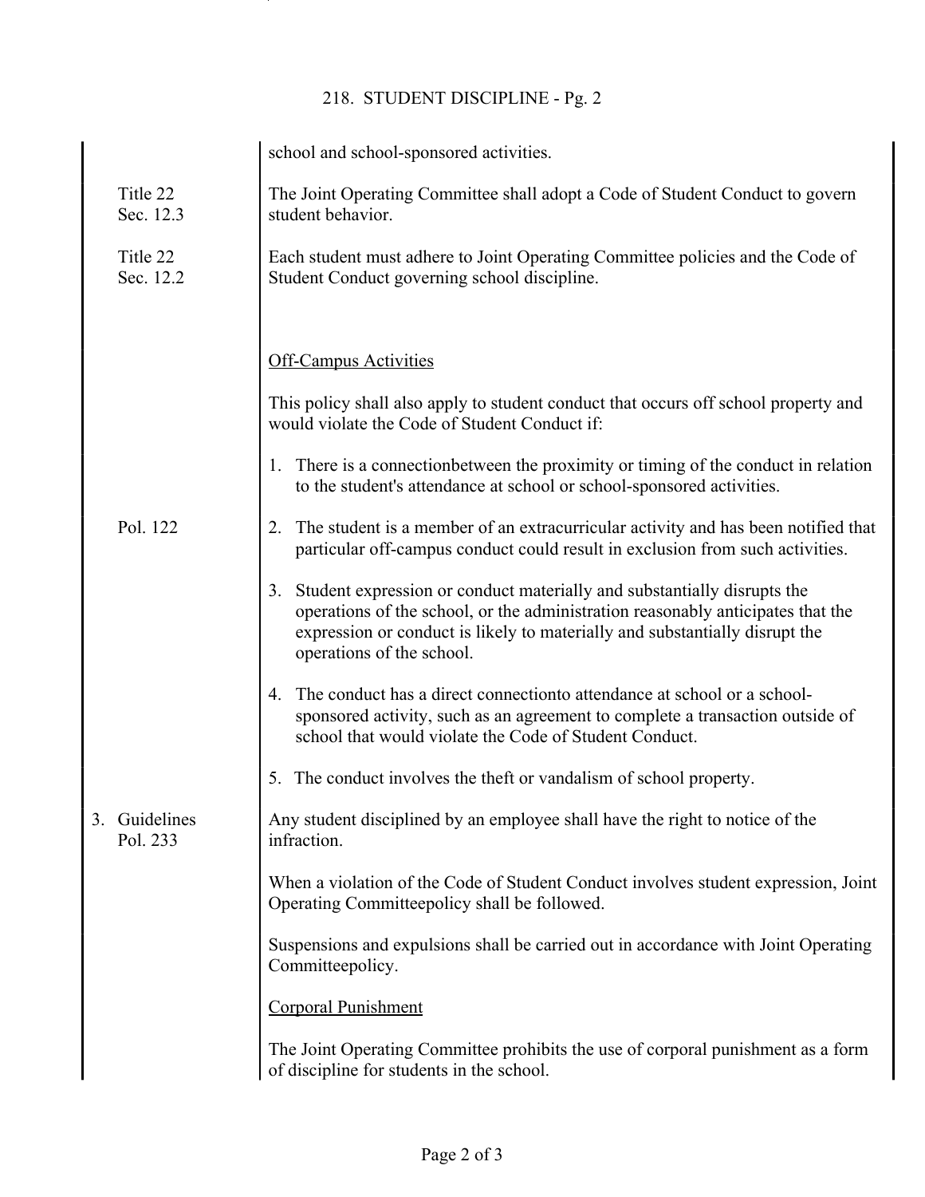school and school-sponsored activities.

Title 22 Sec. 12.3

The Joint Operating Committee shall adopt a Code of Student Conduct to govern student behavior.

Title 22 Sec. 12.2

Each student must adhere to Joint Operating Committee policies and the Code of Student Conduct governing school discipline.

Off-Campus Activities

This policy shall also apply to student conduct that occurs off school property and would violate the Code of Student Conduct if:

1. There is a connectionbetween the proximity or timing of the conduct in relation to the student's attendance at school or school-sponsored activities.

Pol. 122

2. The student is a member of an extracurricular activity and has been notified that particular off-campus conduct could result in exclusion from such activities.

3. Student expression or conduct materially and substantially disrupts the operations of the school, or the administration reasonably anticipates that the expression or conduct is likely to materially and substantially disrupt the operations of the school.

4. The conduct has a direct connectionto attendance at school or a school-sponsored activity, such as an agreement to complete a transaction outside of school that would violate the Code of Student Conduct.

5. The conduct involves the theft or vandalism of school property.

3. Guidelines

Pol. 233

Any student disciplined by an employee shall have the right to notice of the infraction.

When a violation of the Code of Student Conduct involves student expression, Joint Operating Committeepolicy shall be followed.

Suspensions and expulsions shall be carried out in accordance with Joint Operating Committeepolicy.

Corporal Punishment

The Joint Operating Committee prohibits the use of corporal punishment as a form of discipline for students in the school.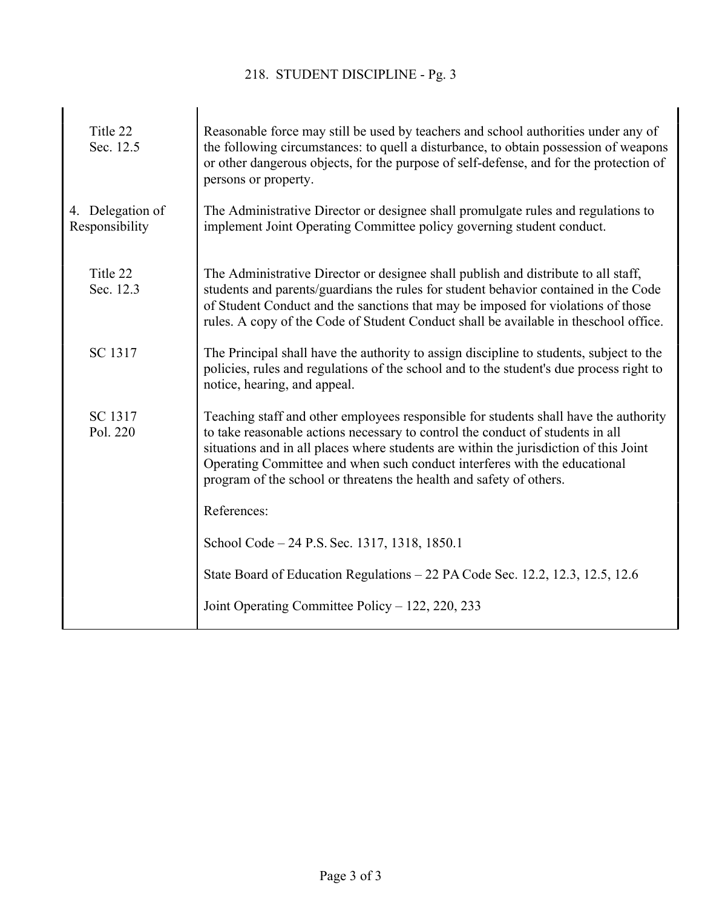| | |
|---|---|
| Title 22<br>Sec. 12.5 | Reasonable force may still be used by teachers and school authorities under any of the following circumstances: to quell a disturbance, to obtain possession of weapons or other dangerous objects, for the purpose of self-defense, and for the protection of persons or property. |
| 4. Delegation of Responsibility | The Administrative Director or designee shall promulgate rules and regulations to implement Joint Operating Committee policy governing student conduct. |
| Title 22<br>Sec. 12.3 | The Administrative Director or designee shall publish and distribute to all staff, students and parents/guardians the rules for student behavior contained in the Code of Student Conduct and the sanctions that may be imposed for violations of those rules. A copy of the Code of Student Conduct shall be available in theschool office. |
| SC 1317 | The Principal shall have the authority to assign discipline to students, subject to the policies, rules and regulations of the school and to the student's due process right to notice, hearing, and appeal. |
| SC 1317<br>Pol. 220 | Teaching staff and other employees responsible for students shall have the authority to take reasonable actions necessary to control the conduct of students in all situations and in all places where students are within the jurisdiction of this Joint Operating Committee and when such conduct interferes with the educational program of the school or threatens the health and safety of others. |
| | References: |
| | School Code – 24 P.S. Sec. 1317, 1318, 1850.1 |
| | State Board of Education Regulations – 22 PA Code Sec. 12.2, 12.3, 12.5, 12.6 |
| | Joint Operating Committee Policy – 122, 220, 233 |